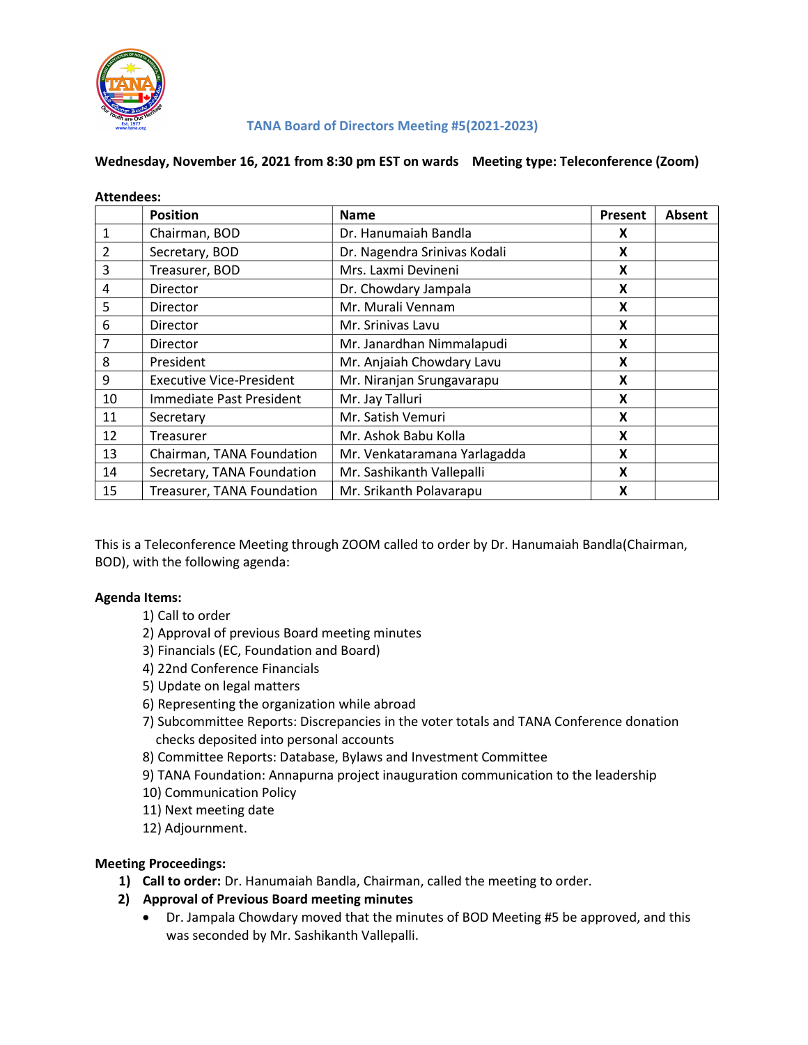# TANA Board of Directors Meeting #5(2021-2023)

**Wednesday, November 16, 2021 from 8:30 pm EST on wards    Meeting type: Teleconference (Zoom)**

**Attendees:**

| | Position | Name | Present | Absent |
|---|---|---|---|---|
| 1 | Chairman, BOD | Dr. Hanumaiah Bandla | X | |
| 2 | Secretary, BOD | Dr. Nagendra Srinivas Kodali | X | |
| 3 | Treasurer, BOD | Mrs. Laxmi Devineni | X | |
| 4 | Director | Dr. Chowdary Jampala | X | |
| 5 | Director | Mr. Murali Vennam | X | |
| 6 | Director | Mr. Srinivas Lavu | X | |
| 7 | Director | Mr. Janardhan Nimmalapudi | X | |
| 8 | President | Mr. Anjaiah Chowdary Lavu | X | |
| 9 | Executive Vice-President | Mr. Niranjan Srungavarapu | X | |
| 10 | Immediate Past President | Mr. Jay Talluri | X | |
| 11 | Secretary | Mr. Satish Vemuri | X | |
| 12 | Treasurer | Mr. Ashok Babu Kolla | X | |
| 13 | Chairman, TANA Foundation | Mr. Venkataramana Yarlagadda | X | |
| 14 | Secretary, TANA Foundation | Mr. Sashikanth Vallepalli | X | |
| 15 | Treasurer, TANA Foundation | Mr. Srikanth Polavarapu | X | |

This is a Teleconference Meeting through ZOOM called to order by Dr. Hanumaiah Bandla(Chairman, BOD), with the following agenda:

**Agenda Items:**

1) Call to order
2) Approval of previous Board meeting minutes
3) Financials (EC, Foundation and Board)
4) 22nd Conference Financials
5) Update on legal matters
6) Representing the organization while abroad
7) Subcommittee Reports: Discrepancies in the voter totals and TANA Conference donation checks deposited into personal accounts
8) Committee Reports: Database, Bylaws and Investment Committee
9) TANA Foundation: Annapurna project inauguration communication to the leadership
10) Communication Policy
11) Next meeting date
12) Adjournment.

**Meeting Proceedings:**

1) **Call to order:** Dr. Hanumaiah Bandla, Chairman, called the meeting to order.
2) **Approval of Previous Board meeting minutes**
   - Dr. Jampala Chowdary moved that the minutes of BOD Meeting #5 be approved, and this was seconded by Mr. Sashikanth Vallepalli.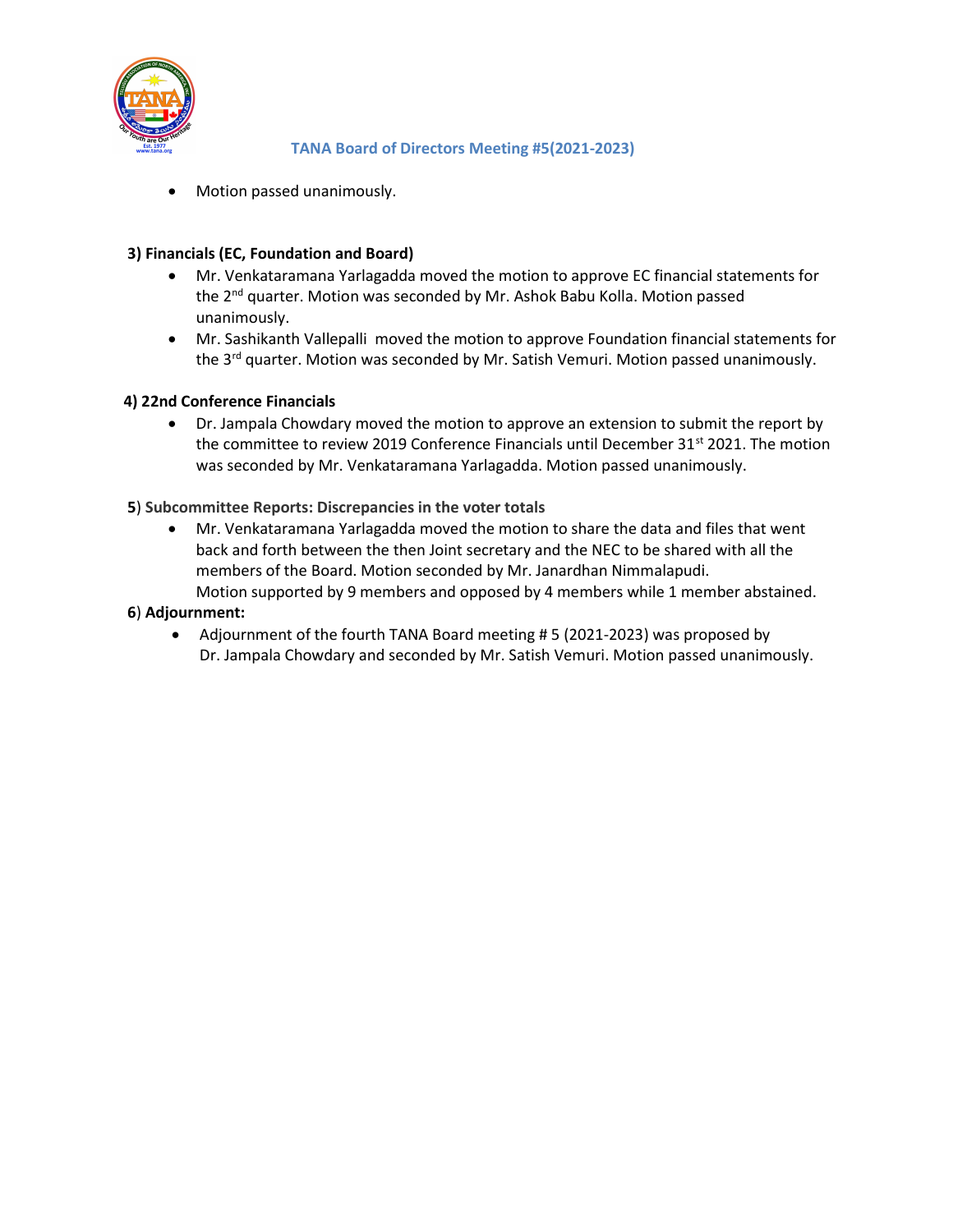- Motion passed unanimously.

**3) Financials (EC, Foundation and Board)**

- Mr. Venkataramana Yarlagadda moved the motion to approve EC financial statements for the 2nd quarter. Motion was seconded by Mr. Ashok Babu Kolla. Motion passed unanimously.
- Mr. Sashikanth Vallepalli moved the motion to approve Foundation financial statements for the 3rd quarter. Motion was seconded by Mr. Satish Vemuri. Motion passed unanimously.

**4) 22nd Conference Financials**

- Dr. Jampala Chowdary moved the motion to approve an extension to submit the report by the committee to review 2019 Conference Financials until December 31st 2021. The motion was seconded by Mr. Venkataramana Yarlagadda. Motion passed unanimously.

**5) Subcommittee Reports: Discrepancies in the voter totals**

- Mr. Venkataramana Yarlagadda moved the motion to share the data and files that went back and forth between the then Joint secretary and the NEC to be shared with all the members of the Board. Motion seconded by Mr. Janardhan Nimmalapudi.
  Motion supported by 9 members and opposed by 4 members while 1 member abstained.

**6) Adjournment:**

- Adjournment of the fourth TANA Board meeting # 5 (2021-2023) was proposed by Dr. Jampala Chowdary and seconded by Mr. Satish Vemuri. Motion passed unanimously.